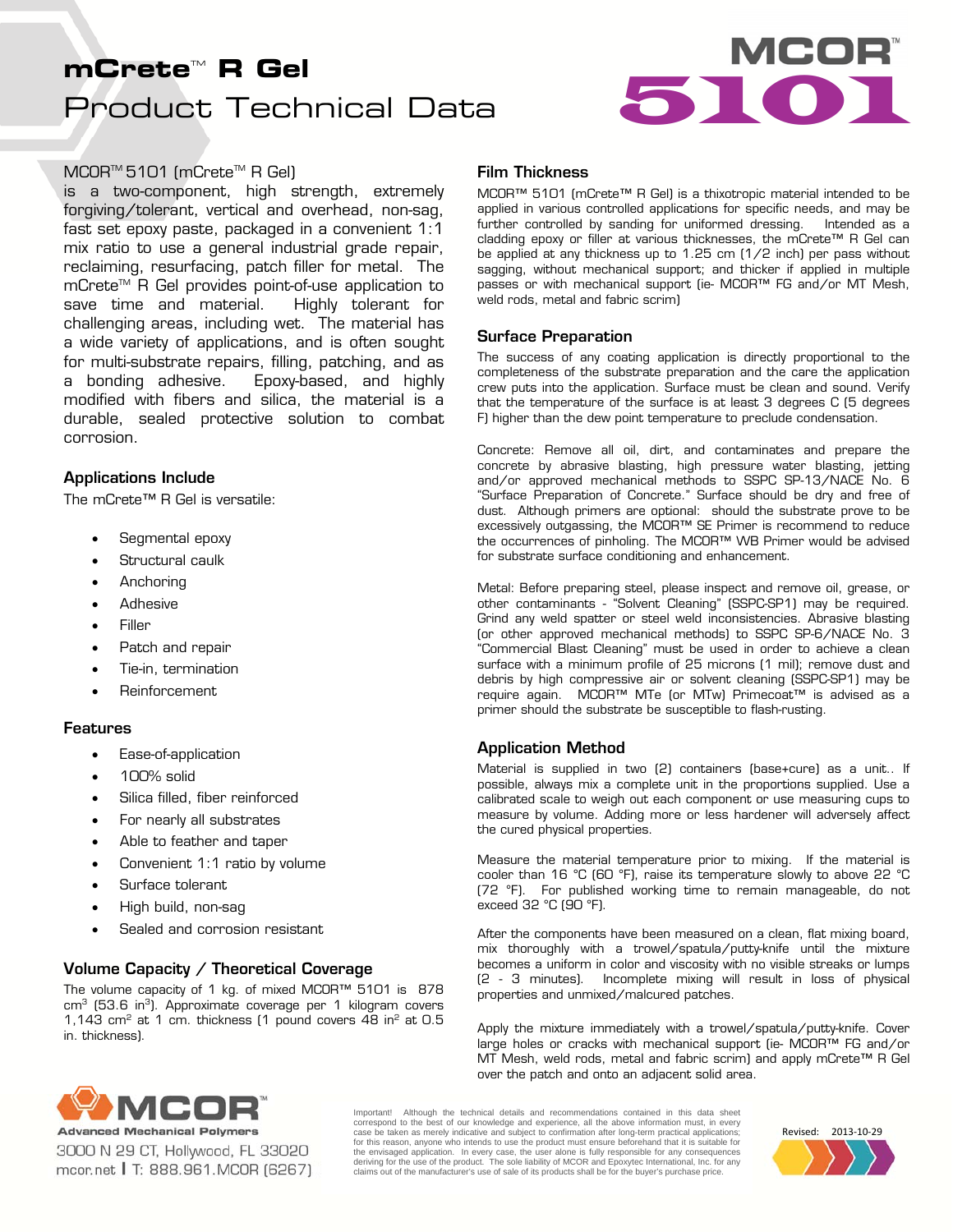# mCrete™ R Gel

## Product Technical Data

MCOR™ 5101

MCOR™ 5101 (mCrete™ R Gel) is a two-component, high strength, extremely forgiving/tolerant, vertical and overhead, non-sag, fast set epoxy paste, packaged in a convenient 1:1 mix ratio to use a general industrial grade repair, reclaiming, resurfacing, patch filler for metal. The mCrete™ R Gel provides point-of-use application to save time and material. Highly tolerant for challenging areas, including wet. The material has a wide variety of applications, and is often sought for multi-substrate repairs, filling, patching, and as a bonding adhesive. Epoxy-based, and highly modified with fibers and silica, the material is a durable, sealed protective solution to combat corrosion.

### Applications Include

The mCrete™ R Gel is versatile:

- Segmental epoxy
- Structural caulk
- Anchoring
- Adhesive
- Filler
- Patch and repair
- Tie-in, termination
- Reinforcement

### Features

- Ease-of-application
- 100% solid
- Silica filled, fiber reinforced
- For nearly all substrates
- Able to feather and taper
- Convenient 1:1 ratio by volume
- Surface tolerant
- High build, non-sag
- Sealed and corrosion resistant

### Volume Capacity / Theoretical Coverage

The volume capacity of 1 kg. of mixed MCOR™ 5101 is 878 $cm^3$ (53.6 $in^3$). Approximate coverage per 1 kilogram covers 1,143 $cm^2$ at 1 cm. thickness (1 pound covers 48 $in^2$ at 0.5 in. thickness).

### Film Thickness

MCOR™ 5101 (mCrete™ R Gel) is a thixotropic material intended to be applied in various controlled applications for specific needs, and may be further controlled by sanding for uniformed dressing. Intended as a cladding epoxy or filler at various thicknesses, the mCrete™ R Gel can be applied at any thickness up to 1.25 cm (1/2 inch) per pass without sagging, without mechanical support; and thicker if applied in multiple passes or with mechanical support (ie- MCOR™ FG and/or MT Mesh, weld rods, metal and fabric scrim)

### Surface Preparation

The success of any coating application is directly proportional to the completeness of the substrate preparation and the care the application crew puts into the application. Surface must be clean and sound. Verify that the temperature of the surface is at least 3 degrees C (5 degrees F) higher than the dew point temperature to preclude condensation.

Concrete: Remove all oil, dirt, and contaminates and prepare the concrete by abrasive blasting, high pressure water blasting, jetting and/or approved mechanical methods to SSPC SP-13/NACE No. 6 "Surface Preparation of Concrete." Surface should be dry and free of dust. Although primers are optional: should the substrate prove to be excessively outgassing, the MCOR™ SE Primer is recommend to reduce the occurrences of pinholing. The MCOR™ WB Primer would be advised for substrate surface conditioning and enhancement.

Metal: Before preparing steel, please inspect and remove oil, grease, or other contaminants - "Solvent Cleaning" (SSPC-SP1) may be required. Grind any weld spatter or steel weld inconsistencies. Abrasive blasting (or other approved mechanical methods) to SSPC SP-6/NACE No. 3 "Commercial Blast Cleaning" must be used in order to achieve a clean surface with a minimum profile of 25 microns (1 mil); remove dust and debris by high compressive air or solvent cleaning (SSPC-SP1) may be require again. MCOR™ MTe (or MTw) Primecoat™ is advised as a primer should the substrate be susceptible to flash-rusting.

### Application Method

Material is supplied in two (2) containers (base+cure) as a unit.. If possible, always mix a complete unit in the proportions supplied. Use a calibrated scale to weigh out each component or use measuring cups to measure by volume. Adding more or less hardener will adversely affect the cured physical properties.

Measure the material temperature prior to mixing. If the material is cooler than 16 °C (60 °F), raise its temperature slowly to above 22 °C (72 °F). For published working time to remain manageable, do not exceed 32 °C (90 °F).

After the components have been measured on a clean, flat mixing board, mix thoroughly with a trowel/spatula/putty-knife until the mixture becomes a uniform in color and viscosity with no visible streaks or lumps (2 - 3 minutes). Incomplete mixing will result in loss of physical properties and unmixed/malcured patches.

Apply the mixture immediately with a trowel/spatula/putty-knife. Cover large holes or cracks with mechanical support (ie- MCOR™ FG and/or MT Mesh, weld rods, metal and fabric scrim) and apply mCrete™ R Gel over the patch and onto an adjacent solid area.

MCOR™ Advanced Mechanical Polymers
3000 N 29 CT, Hollywood, FL 33020
mcor.net | T: 888.961.MCOR (6267)

Important! Although the technical details and recommendations contained in this data sheet correspond to the best of our knowledge and experience, all the above information must, in every case be taken as merely indicative and subject to confirmation after long-term practical applications; for this reason, anyone who intends to use the product must ensure beforehand that it is suitable for the envisaged application. In every case, the user alone is fully responsible for any consequences deriving for the use of the product. The sole liability of MCOR and Epoxytec International, Inc. for any claims out of the manufacturer's use of sale of its products shall be for the buyer's purchase price.

Revised: 2013-10-29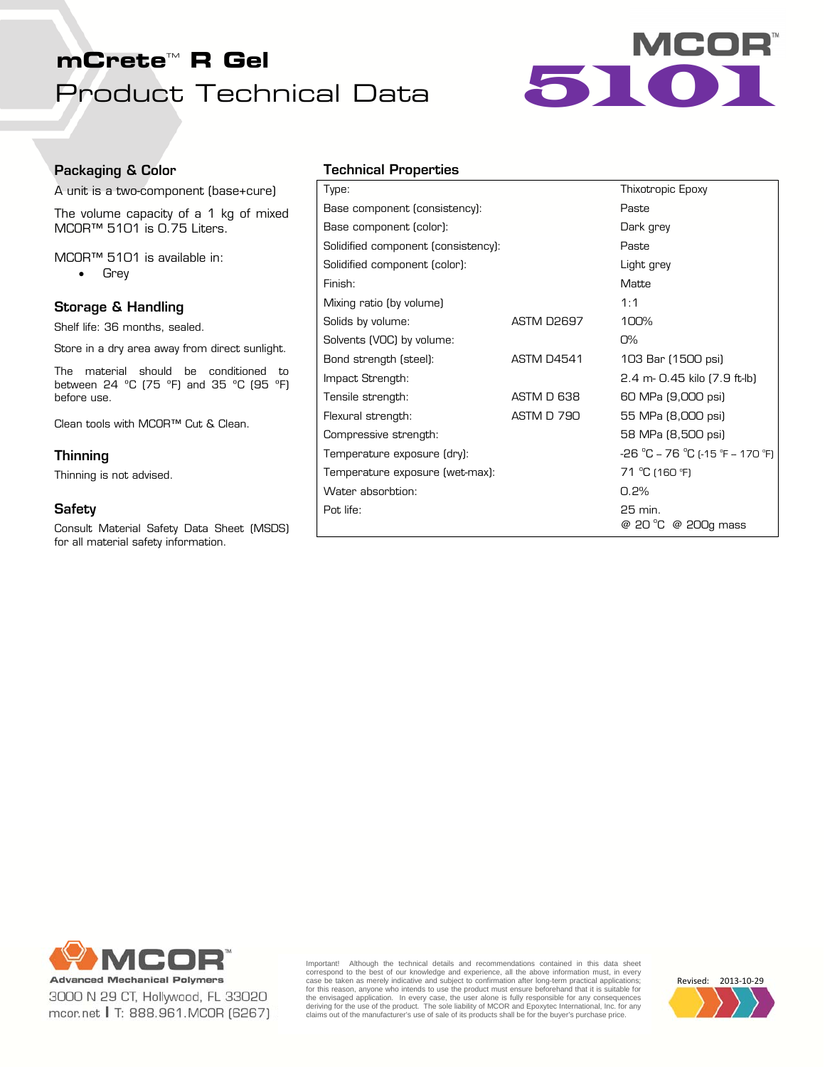# mCrete™ R Gel

## Product Technical Data

MCOR™ 5101

### Packaging & Color

A unit is a two-component (base+cure)

The volume capacity of a 1 kg of mixed MCOR™ 5101 is 0.75 Liters.

MCOR™ 5101 is available in:

- Grey

### Storage & Handling

Shelf life: 36 months, sealed.

Store in a dry area away from direct sunlight.

The material should be conditioned to between 24 °C (75 °F) and 35 °C (95 °F) before use.

Clean tools with MCOR™ Cut & Clean.

### Thinning

Thinning is not advised.

### Safety

Consult Material Safety Data Sheet (MSDS) for all material safety information.

### Technical Properties

| | | |
|---|---|---|
| Type: | | Thixotropic Epoxy |
| Base component (consistency): | | Paste |
| Base component (color): | | Dark grey |
| Solidified component (consistency): | | Paste |
| Solidified component (color): | | Light grey |
| Finish: | | Matte |
| Mixing ratio (by volume) | | 1:1 |
| Solids by volume: | ASTM D2697 | 100% |
| Solvents (VOC) by volume: | | 0% |
| Bond strength (steel): | ASTM D4541 | 103 Bar (1500 psi) |
| Impact Strength: | | 2.4 m- 0.45 kilo (7.9 ft-lb) |
| Tensile strength: | ASTM D 638 | 60 MPa (9,000 psi) |
| Flexural strength: | ASTM D 790 | 55 MPa (8,000 psi) |
| Compressive strength: | | 58 MPa (8,500 psi) |
| Temperature exposure (dry): | | -26 °C – 76 °C (-15 °F – 170 °F) |
| Temperature exposure (wet-max): | | 71 °C (160 °F) |
| Water absorbtion: | | 0.2% |
| Pot life: | | 25 min. @ 20 °C @ 200g mass |

MCOR™ Advanced Mechanical Polymers

3000 N 29 CT, Hollywood, FL 33020

mcor.net | T: 888.961.MCOR (6267)

Important! Although the technical details and recommendations contained in this data sheet correspond to the best of our knowledge and experience, all the above information must, in every case be taken as merely indicative and subject to confirmation after long-term practical applications; for this reason, anyone who intends to use the product must ensure beforehand that it is suitable for the envisaged application. In every case, the user alone is fully responsible for any consequences deriving for the use of the product. The sole liability of MCOR and Epoxytec International, Inc. for any claims out of the manufacturer's use of sale of its products shall be for the buyer's purchase price.

Revised: 2013-10-29